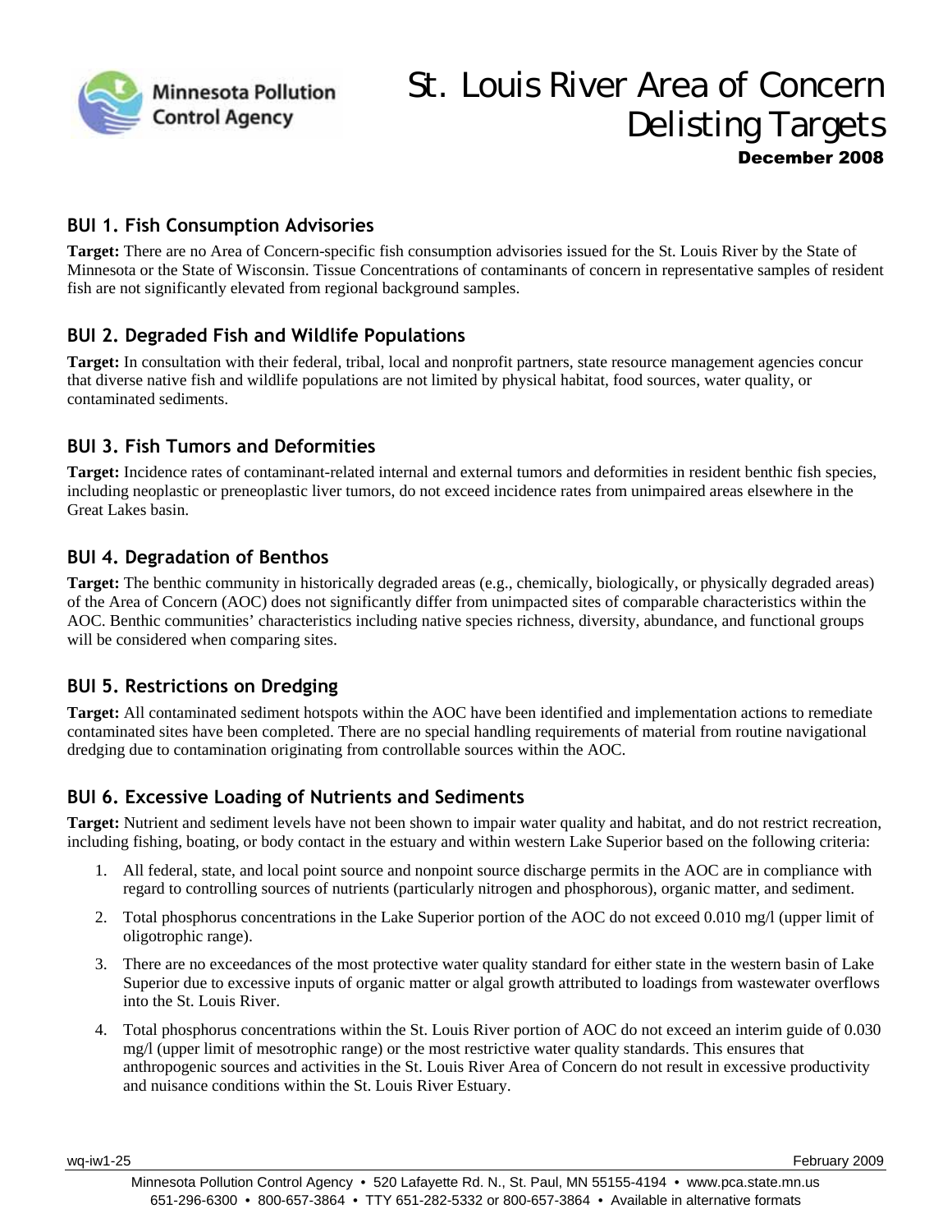Minnesota Pollution Control Agency

# St. Louis River Area of Concern Delisting Targets

**December 2008**

## BUI 1. Fish Consumption Advisories

**Target:** There are no Area of Concern-specific fish consumption advisories issued for the St. Louis River by the State of Minnesota or the State of Wisconsin. Tissue Concentrations of contaminants of concern in representative samples of resident fish are not significantly elevated from regional background samples.

## BUI 2. Degraded Fish and Wildlife Populations

**Target:** In consultation with their federal, tribal, local and nonprofit partners, state resource management agencies concur that diverse native fish and wildlife populations are not limited by physical habitat, food sources, water quality, or contaminated sediments.

## BUI 3. Fish Tumors and Deformities

**Target:** Incidence rates of contaminant-related internal and external tumors and deformities in resident benthic fish species, including neoplastic or preneoplastic liver tumors, do not exceed incidence rates from unimpaired areas elsewhere in the Great Lakes basin.

## BUI 4. Degradation of Benthos

**Target:** The benthic community in historically degraded areas (e.g., chemically, biologically, or physically degraded areas) of the Area of Concern (AOC) does not significantly differ from unimpacted sites of comparable characteristics within the AOC. Benthic communities' characteristics including native species richness, diversity, abundance, and functional groups will be considered when comparing sites.

## BUI 5. Restrictions on Dredging

**Target:** All contaminated sediment hotspots within the AOC have been identified and implementation actions to remediate contaminated sites have been completed. There are no special handling requirements of material from routine navigational dredging due to contamination originating from controllable sources within the AOC.

## BUI 6. Excessive Loading of Nutrients and Sediments

**Target:** Nutrient and sediment levels have not been shown to impair water quality and habitat, and do not restrict recreation, including fishing, boating, or body contact in the estuary and within western Lake Superior based on the following criteria:

1. All federal, state, and local point source and nonpoint source discharge permits in the AOC are in compliance with regard to controlling sources of nutrients (particularly nitrogen and phosphorous), organic matter, and sediment.
2. Total phosphorus concentrations in the Lake Superior portion of the AOC do not exceed 0.010 mg/l (upper limit of oligotrophic range).
3. There are no exceedances of the most protective water quality standard for either state in the western basin of Lake Superior due to excessive inputs of organic matter or algal growth attributed to loadings from wastewater overflows into the St. Louis River.
4. Total phosphorus concentrations within the St. Louis River portion of AOC do not exceed an interim guide of 0.030 mg/l (upper limit of mesotrophic range) or the most restrictive water quality standards. This ensures that anthropogenic sources and activities in the St. Louis River Area of Concern do not result in excessive productivity and nuisance conditions within the St. Louis River Estuary.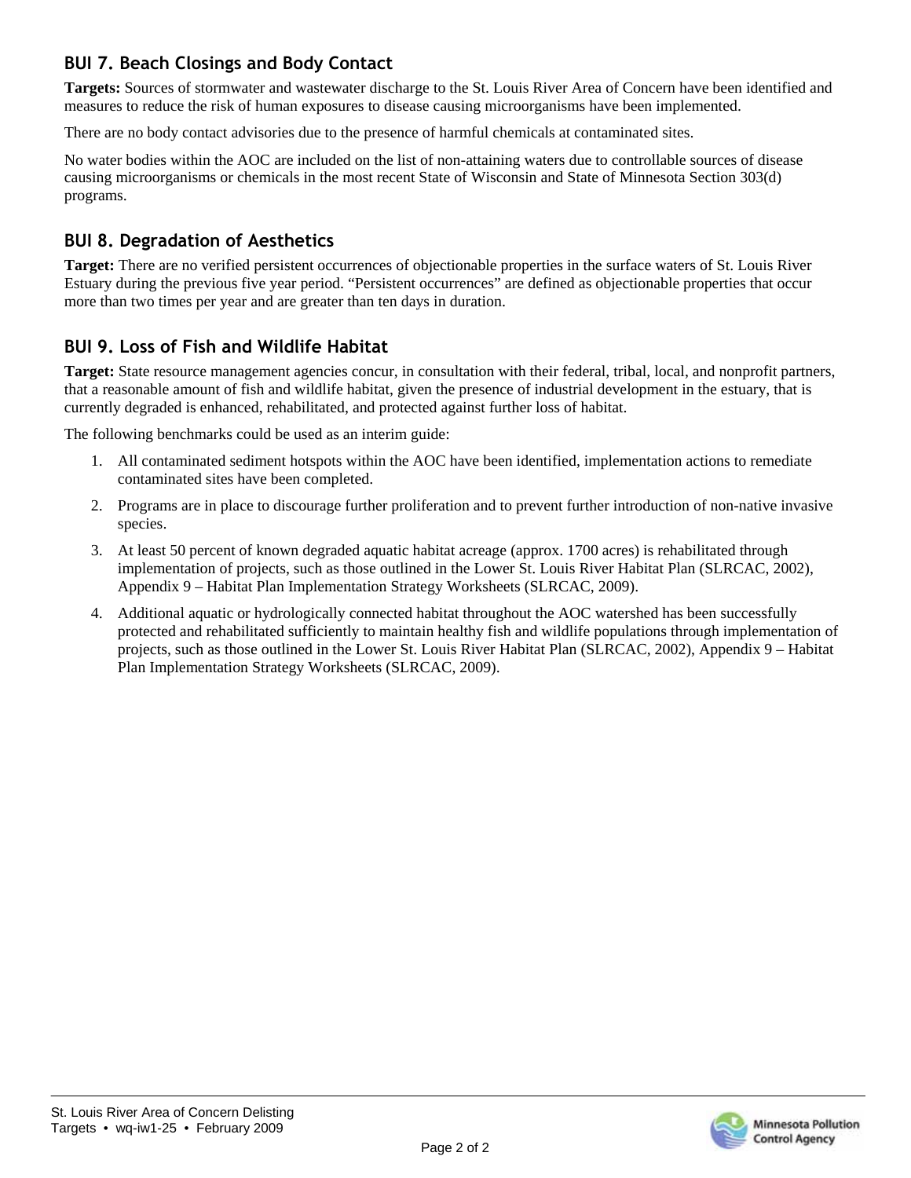## BUI 7. Beach Closings and Body Contact

**Targets:** Sources of stormwater and wastewater discharge to the St. Louis River Area of Concern have been identified and measures to reduce the risk of human exposures to disease causing microorganisms have been implemented.

There are no body contact advisories due to the presence of harmful chemicals at contaminated sites.

No water bodies within the AOC are included on the list of non-attaining waters due to controllable sources of disease causing microorganisms or chemicals in the most recent State of Wisconsin and State of Minnesota Section 303(d) programs.

## BUI 8. Degradation of Aesthetics

**Target:** There are no verified persistent occurrences of objectionable properties in the surface waters of St. Louis River Estuary during the previous five year period. "Persistent occurrences" are defined as objectionable properties that occur more than two times per year and are greater than ten days in duration.

## BUI 9. Loss of Fish and Wildlife Habitat

**Target:** State resource management agencies concur, in consultation with their federal, tribal, local, and nonprofit partners, that a reasonable amount of fish and wildlife habitat, given the presence of industrial development in the estuary, that is currently degraded is enhanced, rehabilitated, and protected against further loss of habitat.

The following benchmarks could be used as an interim guide:

1. All contaminated sediment hotspots within the AOC have been identified, implementation actions to remediate contaminated sites have been completed.
2. Programs are in place to discourage further proliferation and to prevent further introduction of non-native invasive species.
3. At least 50 percent of known degraded aquatic habitat acreage (approx. 1700 acres) is rehabilitated through implementation of projects, such as those outlined in the Lower St. Louis River Habitat Plan (SLRCAC, 2002), Appendix 9 – Habitat Plan Implementation Strategy Worksheets (SLRCAC, 2009).
4. Additional aquatic or hydrologically connected habitat throughout the AOC watershed has been successfully protected and rehabilitated sufficiently to maintain healthy fish and wildlife populations through implementation of projects, such as those outlined in the Lower St. Louis River Habitat Plan (SLRCAC, 2002), Appendix 9 – Habitat Plan Implementation Strategy Worksheets (SLRCAC, 2009).